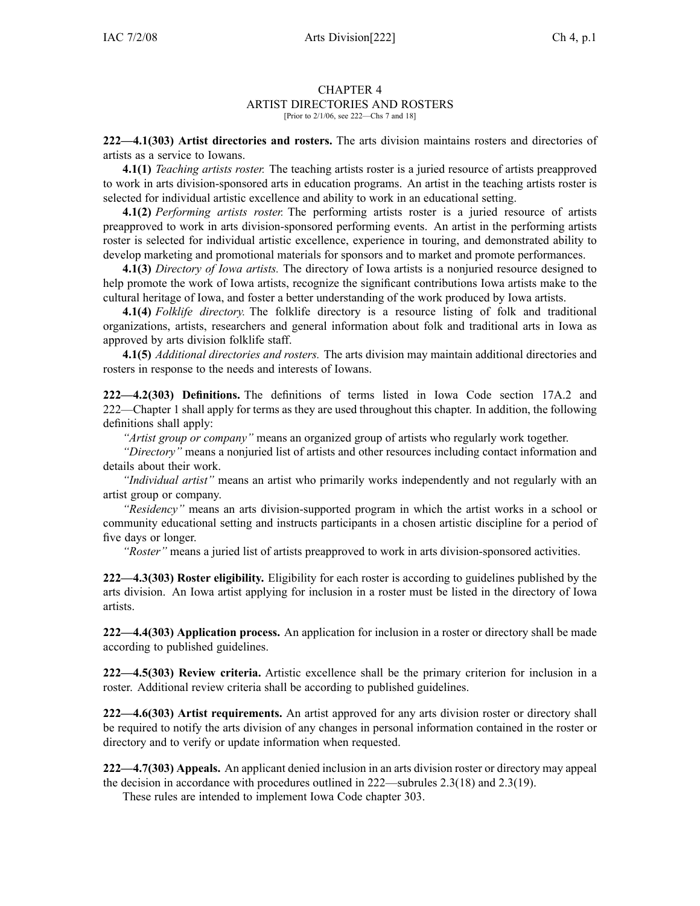# CHAPTER 4
## ARTIST DIRECTORIES AND ROSTERS

[Prior to 2/1/06, see 222—Chs 7 and 18]

**222—4.1(303) Artist directories and rosters.** The arts division maintains rosters and directories of artists as a service to Iowans.

**4.1(1)** *Teaching artists roster.* The teaching artists roster is a juried resource of artists preapproved to work in arts division-sponsored arts in education programs. An artist in the teaching artists roster is selected for individual artistic excellence and ability to work in an educational setting.

**4.1(2)** *Performing artists roster.* The performing artists roster is a juried resource of artists preapproved to work in arts division-sponsored performing events. An artist in the performing artists roster is selected for individual artistic excellence, experience in touring, and demonstrated ability to develop marketing and promotional materials for sponsors and to market and promote performances.

**4.1(3)** *Directory of Iowa artists.* The directory of Iowa artists is a nonjuried resource designed to help promote the work of Iowa artists, recognize the significant contributions Iowa artists make to the cultural heritage of Iowa, and foster a better understanding of the work produced by Iowa artists.

**4.1(4)** *Folklife directory.* The folklife directory is a resource listing of folk and traditional organizations, artists, researchers and general information about folk and traditional arts in Iowa as approved by arts division folklife staff.

**4.1(5)** *Additional directories and rosters.* The arts division may maintain additional directories and rosters in response to the needs and interests of Iowans.

**222—4.2(303) Definitions.** The definitions of terms listed in Iowa Code section 17A.2 and 222—Chapter 1 shall apply for terms as they are used throughout this chapter. In addition, the following definitions shall apply:

*"Artist group or company"* means an organized group of artists who regularly work together.

*"Directory"* means a nonjuried list of artists and other resources including contact information and details about their work.

*"Individual artist"* means an artist who primarily works independently and not regularly with an artist group or company.

*"Residency"* means an arts division-supported program in which the artist works in a school or community educational setting and instructs participants in a chosen artistic discipline for a period of five days or longer.

*"Roster"* means a juried list of artists preapproved to work in arts division-sponsored activities.

**222—4.3(303) Roster eligibility.** Eligibility for each roster is according to guidelines published by the arts division. An Iowa artist applying for inclusion in a roster must be listed in the directory of Iowa artists.

**222—4.4(303) Application process.** An application for inclusion in a roster or directory shall be made according to published guidelines.

**222—4.5(303) Review criteria.** Artistic excellence shall be the primary criterion for inclusion in a roster. Additional review criteria shall be according to published guidelines.

**222—4.6(303) Artist requirements.** An artist approved for any arts division roster or directory shall be required to notify the arts division of any changes in personal information contained in the roster or directory and to verify or update information when requested.

**222—4.7(303) Appeals.** An applicant denied inclusion in an arts division roster or directory may appeal the decision in accordance with procedures outlined in 222—subrules 2.3(18) and 2.3(19).

These rules are intended to implement Iowa Code chapter 303.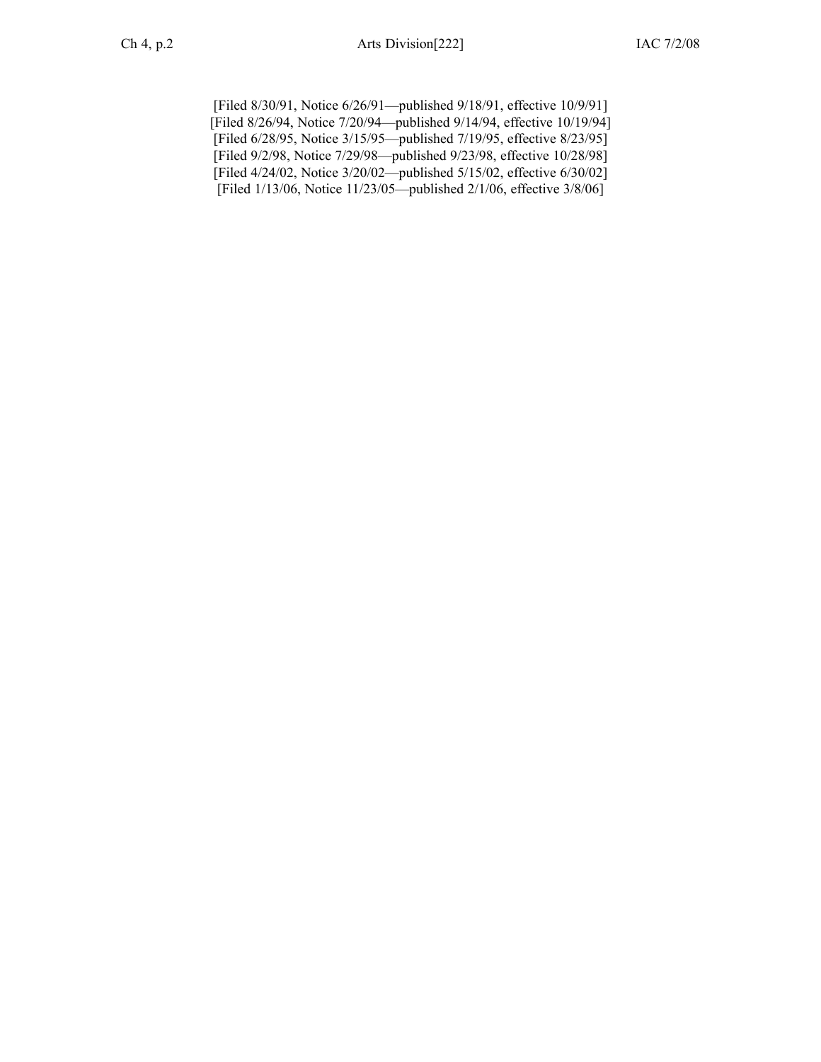[Filed 8/30/91, Notice 6/26/91—published 9/18/91, effective 10/9/91]
[Filed 8/26/94, Notice 7/20/94—published 9/14/94, effective 10/19/94]
[Filed 6/28/95, Notice 3/15/95—published 7/19/95, effective 8/23/95]
[Filed 9/2/98, Notice 7/29/98—published 9/23/98, effective 10/28/98]
[Filed 4/24/02, Notice 3/20/02—published 5/15/02, effective 6/30/02]
[Filed 1/13/06, Notice 11/23/05—published 2/1/06, effective 3/8/06]